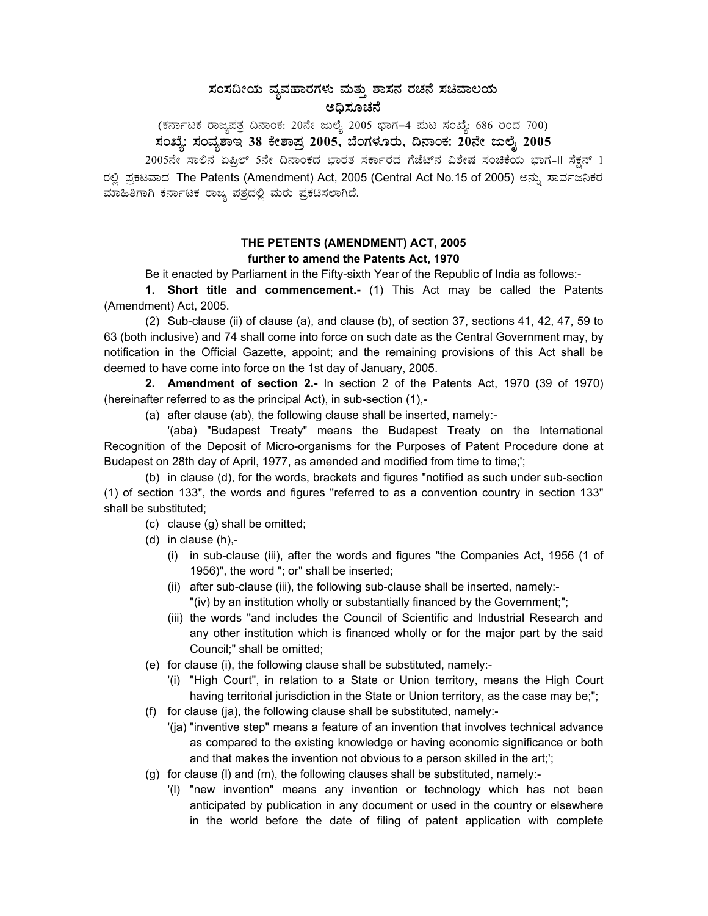# ಸಂಸದೀಯ ವ್ಯವಹಾರಗಳು ಮತ್ತು ಶಾಸನ ರಚನೆ ಸಚಿವಾಲಯ

## ಅಧಿಸೂಚನೆ

(ಕರ್ನಾಟಕ ರಾಜ್ಯಪತ್ರ ದಿನಾಂಕ: 20ನೇ ಜುಲೈ 2005 ಭಾಗ–4 ಪುಟ ಸಂಖ್ಯೆ: 686 ರಿಂದ 700)

**ಸಂಖ್ಯೆ: ಸಂವ್ಯಶಾಇ 38 ಕೇಶಾಪ್ರ 2005, ಬೆಂಗಳೂರು, ದಿನಾಂಕ: 20ನೇ ಜುಲೈ 2005**

2005ನೇ ಸಾಲಿನ ಏಪ್ರಿಲ್ 5ನೇ ದಿನಾಂಕದ ಭಾರತ ಸರ್ಕಾರದ ಗೆಜೆಟ್‌ನ ವಿಶೇಷ ಸಂಚಿಕೆಯ ಭಾಗ-II ಸೆಕ್ಷನ್ 1 ರಲ್ಲಿ ಪ್ರಕಟವಾದ The Patents (Amendment) Act, 2005 (Central Act No.15 of 2005) ಅನ್ನು ಸಾರ್ವಜನಿಕರ ಮಾಹಿತಿಗಾಗಿ ಕರ್ನಾಟಕ ರಾಜ್ಯ ಪತ್ರದಲ್ಲಿ ಮರು ಪ್ರಕಟಿಸಲಾಗಿದೆ.

## THE PETENTS (AMENDMENT) ACT, 2005
### further to amend the Patents Act, 1970

Be it enacted by Parliament in the Fifty-sixth Year of the Republic of India as follows:-

**1. Short title and commencement.-** (1) This Act may be called the Patents (Amendment) Act, 2005.

(2) Sub-clause (ii) of clause (a), and clause (b), of section 37, sections 41, 42, 47, 59 to 63 (both inclusive) and 74 shall come into force on such date as the Central Government may, by notification in the Official Gazette, appoint; and the remaining provisions of this Act shall be deemed to have come into force on the 1st day of January, 2005.

**2. Amendment of section 2.-** In section 2 of the Patents Act, 1970 (39 of 1970) (hereinafter referred to as the principal Act), in sub-section (1),-

(a) after clause (ab), the following clause shall be inserted, namely:-

'(aba) "Budapest Treaty" means the Budapest Treaty on the International Recognition of the Deposit of Micro-organisms for the Purposes of Patent Procedure done at Budapest on 28th day of April, 1977, as amended and modified from time to time;';

(b) in clause (d), for the words, brackets and figures "notified as such under sub-section (1) of section 133", the words and figures "referred to as a convention country in section 133" shall be substituted;

(c) clause (g) shall be omitted;

(d) in clause (h),-

(i) in sub-clause (iii), after the words and figures "the Companies Act, 1956 (1 of 1956)", the word "; or" shall be inserted;

(ii) after sub-clause (iii), the following sub-clause shall be inserted, namely:- "(iv) by an institution wholly or substantially financed by the Government;";

(iii) the words "and includes the Council of Scientific and Industrial Research and any other institution which is financed wholly or for the major part by the said Council;" shall be omitted;

(e) for clause (i), the following clause shall be substituted, namely:-

'(i) "High Court", in relation to a State or Union territory, means the High Court having territorial jurisdiction in the State or Union territory, as the case may be;";

(f) for clause (ja), the following clause shall be substituted, namely:-

'(ja) "inventive step" means a feature of an invention that involves technical advance as compared to the existing knowledge or having economic significance or both and that makes the invention not obvious to a person skilled in the art;';

(g) for clause (l) and (m), the following clauses shall be substituted, namely:-

'(l) "new invention" means any invention or technology which has not been anticipated by publication in any document or used in the country or elsewhere in the world before the date of filing of patent application with complete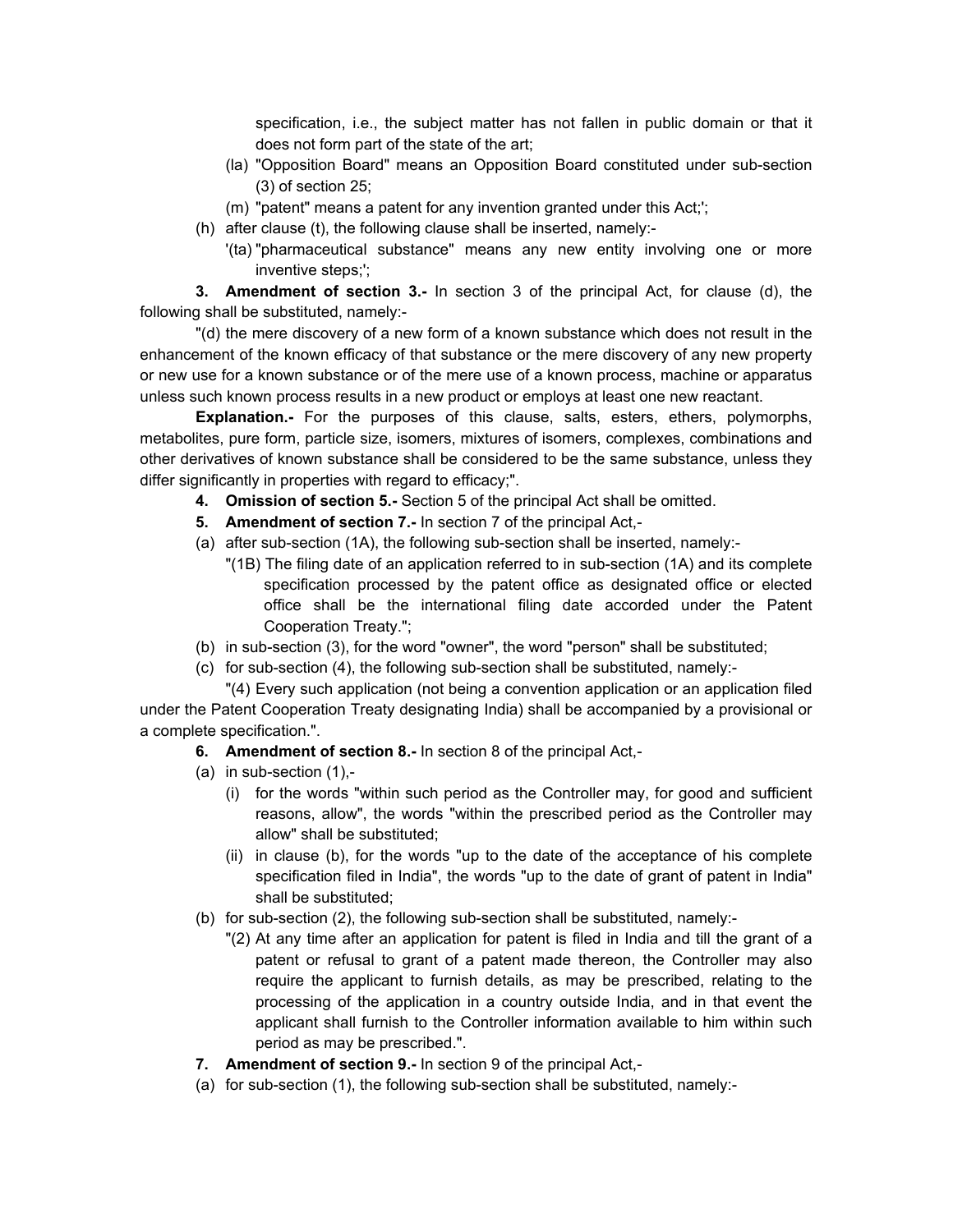specification, i.e., the subject matter has not fallen in public domain or that it does not form part of the state of the art;

(la) "Opposition Board" means an Opposition Board constituted under sub-section (3) of section 25;

(m) "patent" means a patent for any invention granted under this Act;';

(h) after clause (t), the following clause shall be inserted, namely:-

'(ta) "pharmaceutical substance" means any new entity involving one or more inventive steps;';

**3. Amendment of section 3.-** In section 3 of the principal Act, for clause (d), the following shall be substituted, namely:-

"(d) the mere discovery of a new form of a known substance which does not result in the enhancement of the known efficacy of that substance or the mere discovery of any new property or new use for a known substance or of the mere use of a known process, machine or apparatus unless such known process results in a new product or employs at least one new reactant.

**Explanation.-** For the purposes of this clause, salts, esters, ethers, polymorphs, metabolites, pure form, particle size, isomers, mixtures of isomers, complexes, combinations and other derivatives of known substance shall be considered to be the same substance, unless they differ significantly in properties with regard to efficacy;".

**4. Omission of section 5.-** Section 5 of the principal Act shall be omitted.

**5. Amendment of section 7.-** In section 7 of the principal Act,-

(a) after sub-section (1A), the following sub-section shall be inserted, namely:-

"(1B) The filing date of an application referred to in sub-section (1A) and its complete specification processed by the patent office as designated office or elected office shall be the international filing date accorded under the Patent Cooperation Treaty.";

(b) in sub-section (3), for the word "owner", the word "person" shall be substituted;

(c) for sub-section (4), the following sub-section shall be substituted, namely:-

"(4) Every such application (not being a convention application or an application filed under the Patent Cooperation Treaty designating India) shall be accompanied by a provisional or a complete specification.".

**6. Amendment of section 8.-** In section 8 of the principal Act,-

(a) in sub-section (1),-

(i) for the words "within such period as the Controller may, for good and sufficient reasons, allow", the words "within the prescribed period as the Controller may allow" shall be substituted;

(ii) in clause (b), for the words "up to the date of the acceptance of his complete specification filed in India", the words "up to the date of grant of patent in India" shall be substituted;

(b) for sub-section (2), the following sub-section shall be substituted, namely:-

"(2) At any time after an application for patent is filed in India and till the grant of a patent or refusal to grant of a patent made thereon, the Controller may also require the applicant to furnish details, as may be prescribed, relating to the processing of the application in a country outside India, and in that event the applicant shall furnish to the Controller information available to him within such period as may be prescribed.".

**7. Amendment of section 9.-** In section 9 of the principal Act,-

(a) for sub-section (1), the following sub-section shall be substituted, namely:-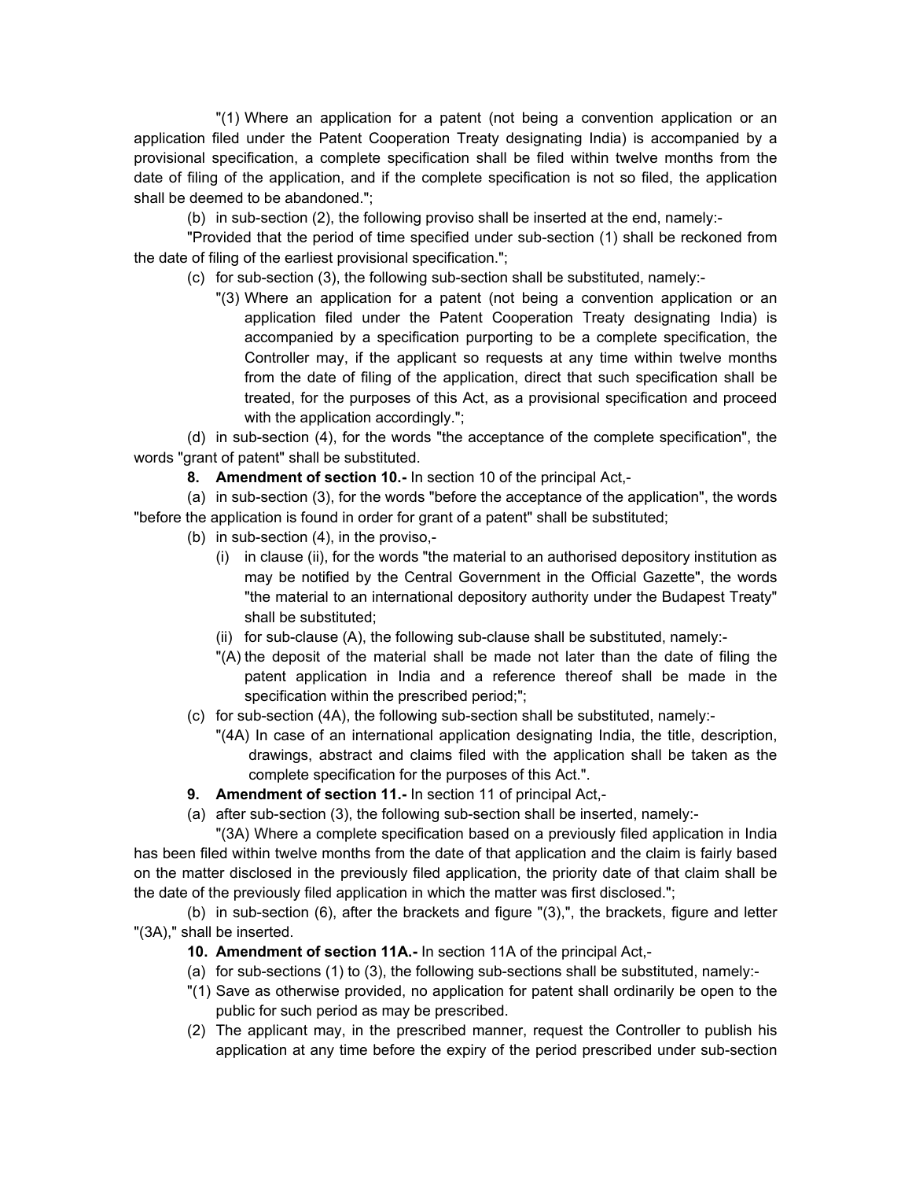"(1) Where an application for a patent (not being a convention application or an application filed under the Patent Cooperation Treaty designating India) is accompanied by a provisional specification, a complete specification shall be filed within twelve months from the date of filing of the application, and if the complete specification is not so filed, the application shall be deemed to be abandoned.";

(b) in sub-section (2), the following proviso shall be inserted at the end, namely:-

"Provided that the period of time specified under sub-section (1) shall be reckoned from the date of filing of the earliest provisional specification.";

(c) for sub-section (3), the following sub-section shall be substituted, namely:-

"(3) Where an application for a patent (not being a convention application or an application filed under the Patent Cooperation Treaty designating India) is accompanied by a specification purporting to be a complete specification, the Controller may, if the applicant so requests at any time within twelve months from the date of filing of the application, direct that such specification shall be treated, for the purposes of this Act, as a provisional specification and proceed with the application accordingly.";

(d) in sub-section (4), for the words "the acceptance of the complete specification", the words "grant of patent" shall be substituted.

**8. Amendment of section 10.-** In section 10 of the principal Act,-

(a) in sub-section (3), for the words "before the acceptance of the application", the words "before the application is found in order for grant of a patent" shall be substituted;

(b) in sub-section (4), in the proviso,-

(i) in clause (ii), for the words "the material to an authorised depository institution as may be notified by the Central Government in the Official Gazette", the words "the material to an international depository authority under the Budapest Treaty" shall be substituted;

(ii) for sub-clause (A), the following sub-clause shall be substituted, namely:-

"(A) the deposit of the material shall be made not later than the date of filing the patent application in India and a reference thereof shall be made in the specification within the prescribed period;";

(c) for sub-section (4A), the following sub-section shall be substituted, namely:-

"(4A) In case of an international application designating India, the title, description, drawings, abstract and claims filed with the application shall be taken as the complete specification for the purposes of this Act.".

**9. Amendment of section 11.-** In section 11 of principal Act,-

(a) after sub-section (3), the following sub-section shall be inserted, namely:-

"(3A) Where a complete specification based on a previously filed application in India has been filed within twelve months from the date of that application and the claim is fairly based on the matter disclosed in the previously filed application, the priority date of that claim shall be the date of the previously filed application in which the matter was first disclosed.";

(b) in sub-section (6), after the brackets and figure "(3),", the brackets, figure and letter "(3A)," shall be inserted.

**10. Amendment of section 11A.-** In section 11A of the principal Act,-

(a) for sub-sections (1) to (3), the following sub-sections shall be substituted, namely:-

"(1) Save as otherwise provided, no application for patent shall ordinarily be open to the public for such period as may be prescribed.

(2) The applicant may, in the prescribed manner, request the Controller to publish his application at any time before the expiry of the period prescribed under sub-section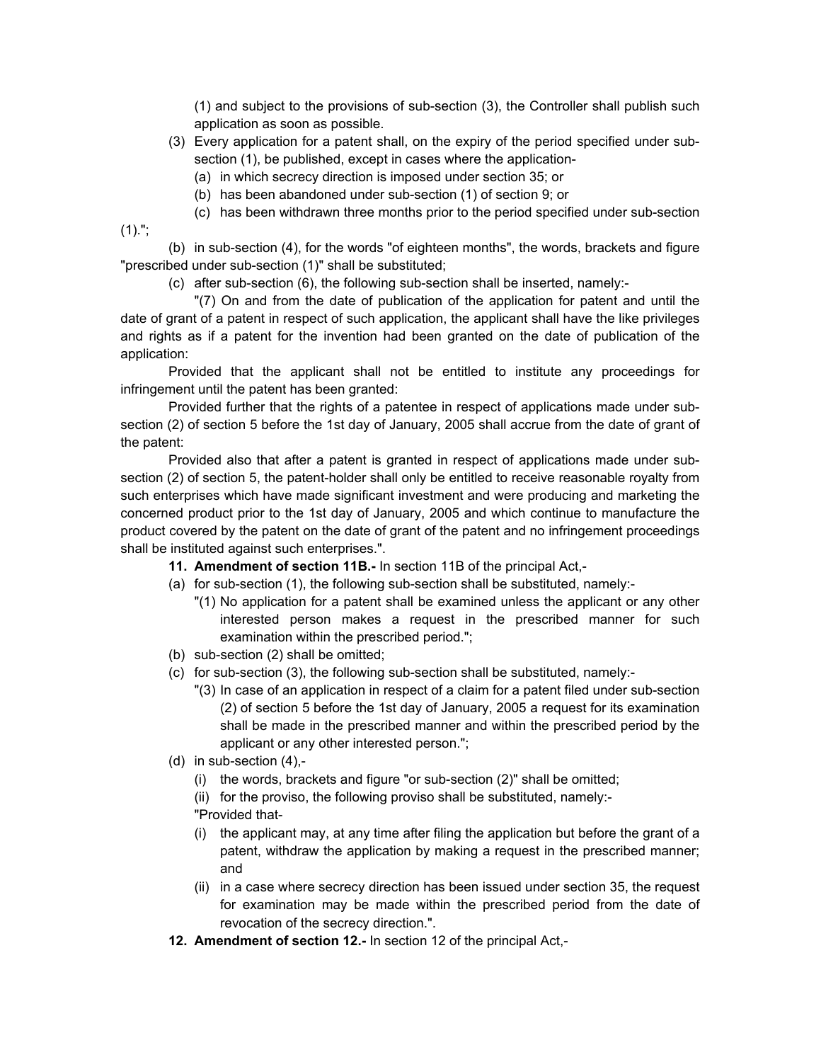(1) and subject to the provisions of sub-section (3), the Controller shall publish such application as soon as possible.

(3) Every application for a patent shall, on the expiry of the period specified under sub-section (1), be published, except in cases where the application-

(a) in which secrecy direction is imposed under section 35; or

(b) has been abandoned under sub-section (1) of section 9; or

(c) has been withdrawn three months prior to the period specified under sub-section (1).";

(b) in sub-section (4), for the words "of eighteen months", the words, brackets and figure "prescribed under sub-section (1)" shall be substituted;

(c) after sub-section (6), the following sub-section shall be inserted, namely:-

"(7) On and from the date of publication of the application for patent and until the date of grant of a patent in respect of such application, the applicant shall have the like privileges and rights as if a patent for the invention had been granted on the date of publication of the application:

Provided that the applicant shall not be entitled to institute any proceedings for infringement until the patent has been granted:

Provided further that the rights of a patentee in respect of applications made under sub-section (2) of section 5 before the 1st day of January, 2005 shall accrue from the date of grant of the patent:

Provided also that after a patent is granted in respect of applications made under sub-section (2) of section 5, the patent-holder shall only be entitled to receive reasonable royalty from such enterprises which have made significant investment and were producing and marketing the concerned product prior to the 1st day of January, 2005 and which continue to manufacture the product covered by the patent on the date of grant of the patent and no infringement proceedings shall be instituted against such enterprises.".

**11. Amendment of section 11B.-** In section 11B of the principal Act,-

(a) for sub-section (1), the following sub-section shall be substituted, namely:-

"(1) No application for a patent shall be examined unless the applicant or any other interested person makes a request in the prescribed manner for such examination within the prescribed period.";

(b) sub-section (2) shall be omitted;

(c) for sub-section (3), the following sub-section shall be substituted, namely:-

"(3) In case of an application in respect of a claim for a patent filed under sub-section (2) of section 5 before the 1st day of January, 2005 a request for its examination shall be made in the prescribed manner and within the prescribed period by the applicant or any other interested person.";

(d) in sub-section (4),-

(i) the words, brackets and figure "or sub-section (2)" shall be omitted;

(ii) for the proviso, the following proviso shall be substituted, namely:-

"Provided that-

(i) the applicant may, at any time after filing the application but before the grant of a patent, withdraw the application by making a request in the prescribed manner; and

(ii) in a case where secrecy direction has been issued under section 35, the request for examination may be made within the prescribed period from the date of revocation of the secrecy direction.".

**12. Amendment of section 12.-** In section 12 of the principal Act,-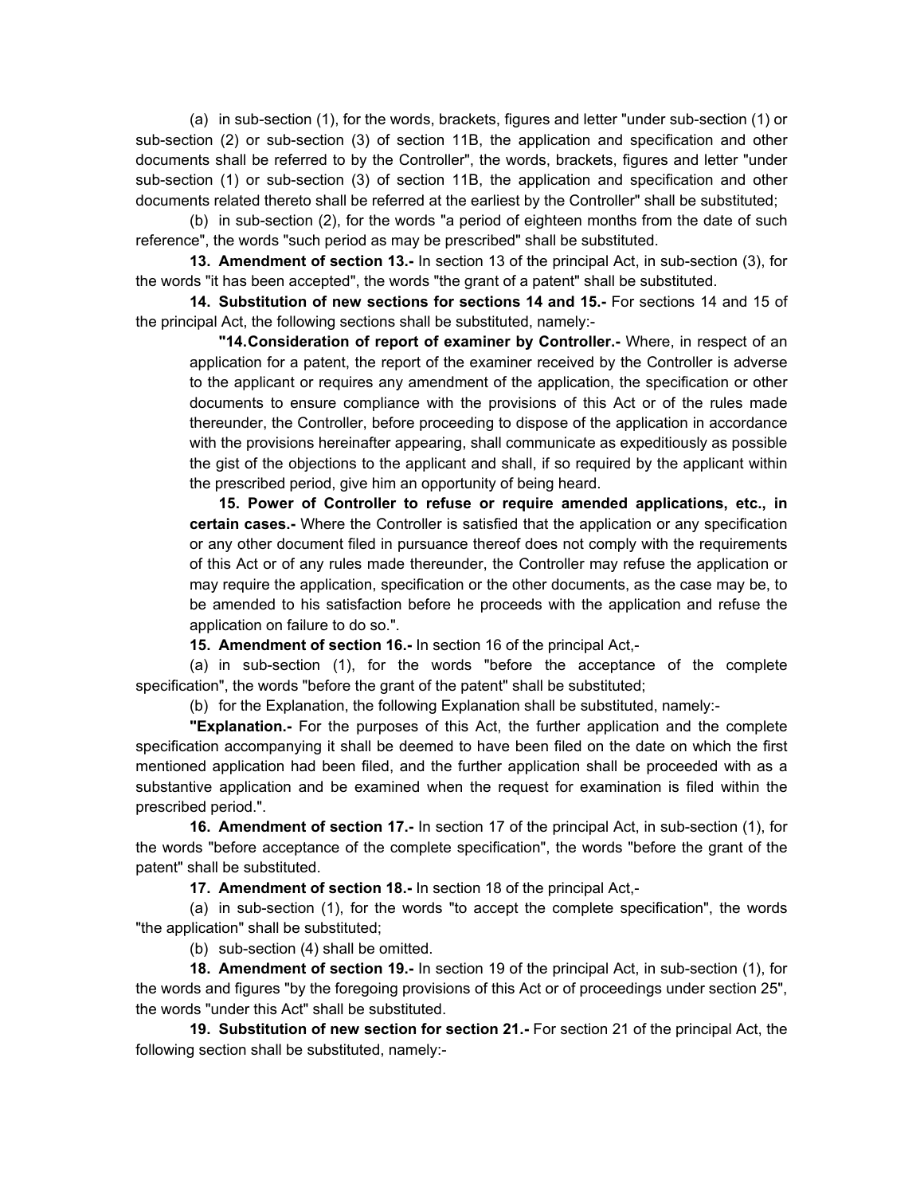(a) in sub-section (1), for the words, brackets, figures and letter "under sub-section (1) or sub-section (2) or sub-section (3) of section 11B, the application and specification and other documents shall be referred to by the Controller", the words, brackets, figures and letter "under sub-section (1) or sub-section (3) of section 11B, the application and specification and other documents related thereto shall be referred at the earliest by the Controller" shall be substituted;

(b) in sub-section (2), for the words "a period of eighteen months from the date of such reference", the words "such period as may be prescribed" shall be substituted.

**13. Amendment of section 13.-** In section 13 of the principal Act, in sub-section (3), for the words "it has been accepted", the words "the grant of a patent" shall be substituted.

**14. Substitution of new sections for sections 14 and 15.-** For sections 14 and 15 of the principal Act, the following sections shall be substituted, namely:-

> **"14. Consideration of report of examiner by Controller.-** Where, in respect of an application for a patent, the report of the examiner received by the Controller is adverse to the applicant or requires any amendment of the application, the specification or other documents to ensure compliance with the provisions of this Act or of the rules made thereunder, the Controller, before proceeding to dispose of the application in accordance with the provisions hereinafter appearing, shall communicate as expeditiously as possible the gist of the objections to the applicant and shall, if so required by the applicant within the prescribed period, give him an opportunity of being heard.
>
> **15. Power of Controller to refuse or require amended applications, etc., in certain cases.-** Where the Controller is satisfied that the application or any specification or any other document filed in pursuance thereof does not comply with the requirements of this Act or of any rules made thereunder, the Controller may refuse the application or may require the application, specification or the other documents, as the case may be, to be amended to his satisfaction before he proceeds with the application and refuse the application on failure to do so.".

**15. Amendment of section 16.-** In section 16 of the principal Act,-

(a) in sub-section (1), for the words "before the acceptance of the complete specification", the words "before the grant of the patent" shall be substituted;

(b) for the Explanation, the following Explanation shall be substituted, namely:-

**"Explanation.-** For the purposes of this Act, the further application and the complete specification accompanying it shall be deemed to have been filed on the date on which the first mentioned application had been filed, and the further application shall be proceeded with as a substantive application and be examined when the request for examination is filed within the prescribed period.".

**16. Amendment of section 17.-** In section 17 of the principal Act, in sub-section (1), for the words "before acceptance of the complete specification", the words "before the grant of the patent" shall be substituted.

**17. Amendment of section 18.-** In section 18 of the principal Act,-

(a) in sub-section (1), for the words "to accept the complete specification", the words "the application" shall be substituted;

(b) sub-section (4) shall be omitted.

**18. Amendment of section 19.-** In section 19 of the principal Act, in sub-section (1), for the words and figures "by the foregoing provisions of this Act or of proceedings under section 25", the words "under this Act" shall be substituted.

**19. Substitution of new section for section 21.-** For section 21 of the principal Act, the following section shall be substituted, namely:-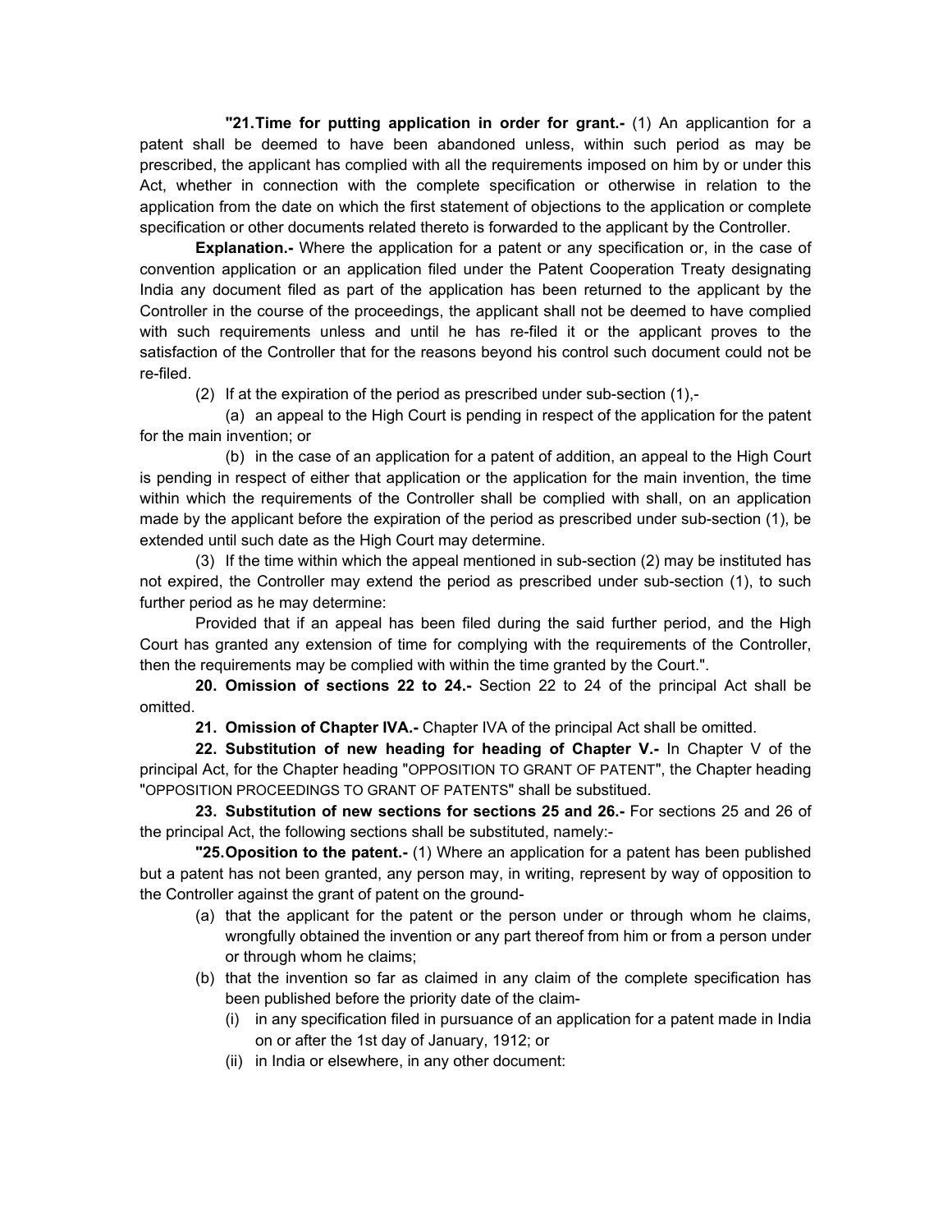**"21. Time for putting application in order for grant.-** (1) An applicantion for a patent shall be deemed to have been abandoned unless, within such period as may be prescribed, the applicant has complied with all the requirements imposed on him by or under this Act, whether in connection with the complete specification or otherwise in relation to the application from the date on which the first statement of objections to the application or complete specification or other documents related thereto is forwarded to the applicant by the Controller.

**Explanation.-** Where the application for a patent or any specification or, in the case of convention application or an application filed under the Patent Cooperation Treaty designating India any document filed as part of the application has been returned to the applicant by the Controller in the course of the proceedings, the applicant shall not be deemed to have complied with such requirements unless and until he has re-filed it or the applicant proves to the satisfaction of the Controller that for the reasons beyond his control such document could not be re-filed.

(2) If at the expiration of the period as prescribed under sub-section (1),-

(a) an appeal to the High Court is pending in respect of the application for the patent for the main invention; or

(b) in the case of an application for a patent of addition, an appeal to the High Court is pending in respect of either that application or the application for the main invention, the time within which the requirements of the Controller shall be complied with shall, on an application made by the applicant before the expiration of the period as prescribed under sub-section (1), be extended until such date as the High Court may determine.

(3) If the time within which the appeal mentioned in sub-section (2) may be instituted has not expired, the Controller may extend the period as prescribed under sub-section (1), to such further period as he may determine:

Provided that if an appeal has been filed during the said further period, and the High Court has granted any extension of time for complying with the requirements of the Controller, then the requirements may be complied with within the time granted by the Court.".

**20. Omission of sections 22 to 24.-** Section 22 to 24 of the principal Act shall be omitted.

**21. Omission of Chapter IVA.-** Chapter IVA of the principal Act shall be omitted.

**22. Substitution of new heading for heading of Chapter V.-** In Chapter V of the principal Act, for the Chapter heading "OPPOSITION TO GRANT OF PATENT", the Chapter heading "OPPOSITION PROCEEDINGS TO GRANT OF PATENTS" shall be substitued.

**23. Substitution of new sections for sections 25 and 26.-** For sections 25 and 26 of the principal Act, the following sections shall be substituted, namely:-

**"25. Oposition to the patent.-** (1) Where an application for a patent has been published but a patent has not been granted, any person may, in writing, represent by way of opposition to the Controller against the grant of patent on the ground-

(a) that the applicant for the patent or the person under or through whom he claims, wrongfully obtained the invention or any part thereof from him or from a person under or through whom he claims;

(b) that the invention so far as claimed in any claim of the complete specification has been published before the priority date of the claim-

(i) in any specification filed in pursuance of an application for a patent made in India on or after the 1st day of January, 1912; or

(ii) in India or elsewhere, in any other document: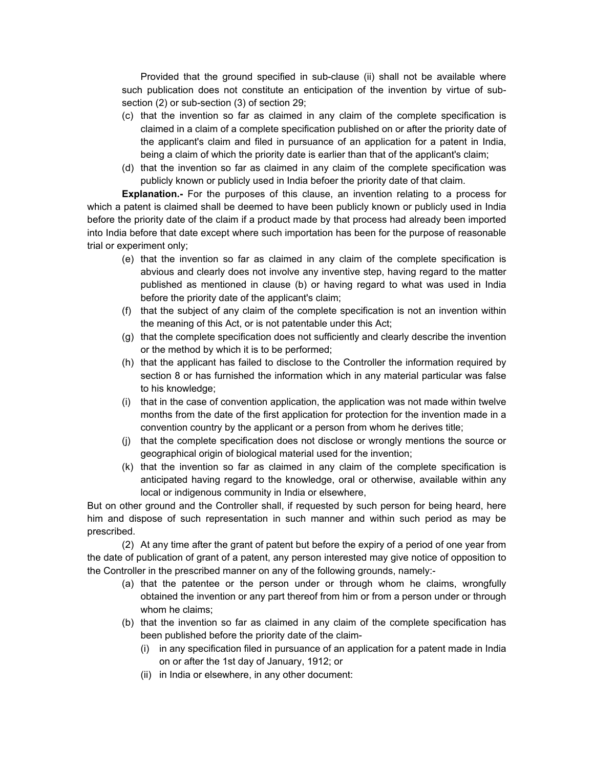Provided that the ground specified in sub-clause (ii) shall not be available where such publication does not constitute an anticipation of the invention by virtue of sub-section (2) or sub-section (3) of section 29;

(c) that the invention so far as claimed in any claim of the complete specification is claimed in a claim of a complete specification published on or after the priority date of the applicant's claim and filed in pursuance of an application for a patent in India, being a claim of which the priority date is earlier than that of the applicant's claim;

(d) that the invention so far as claimed in any claim of the complete specification was publicly known or publicly used in India befoer the priority date of that claim.

**Explanation.-** For the purposes of this clause, an invention relating to a process for which a patent is claimed shall be deemed to have been publicly known or publicly used in India before the priority date of the claim if a product made by that process had already been imported into India before that date except where such importation has been for the purpose of reasonable trial or experiment only;

(e) that the invention so far as claimed in any claim of the complete specification is abvious and clearly does not involve any inventive step, having regard to the matter published as mentioned in clause (b) or having regard to what was used in India before the priority date of the applicant's claim;

(f) that the subject of any claim of the complete specification is not an invention within the meaning of this Act, or is not patentable under this Act;

(g) that the complete specification does not sufficiently and clearly describe the invention or the method by which it is to be performed;

(h) that the applicant has failed to disclose to the Controller the information required by section 8 or has furnished the information which in any material particular was false to his knowledge;

(i) that in the case of convention application, the application was not made within twelve months from the date of the first application for protection for the invention made in a convention country by the applicant or a person from whom he derives title;

(j) that the complete specification does not disclose or wrongly mentions the source or geographical origin of biological material used for the invention;

(k) that the invention so far as claimed in any claim of the complete specification is anticipated having regard to the knowledge, oral or otherwise, available within any local or indigenous community in India or elsewhere,

But on other ground and the Controller shall, if requested by such person for being heard, here him and dispose of such representation in such manner and within such period as may be prescribed.

(2) At any time after the grant of patent but before the expiry of a period of one year from the date of publication of grant of a patent, any person interested may give notice of opposition to the Controller in the prescribed manner on any of the following grounds, namely:-

(a) that the patentee or the person under or through whom he claims, wrongfully obtained the invention or any part thereof from him or from a person under or through whom he claims;

(b) that the invention so far as claimed in any claim of the complete specification has been published before the priority date of the claim-

   (i) in any specification filed in pursuance of an application for a patent made in India on or after the 1st day of January, 1912; or

   (ii) in India or elsewhere, in any other document: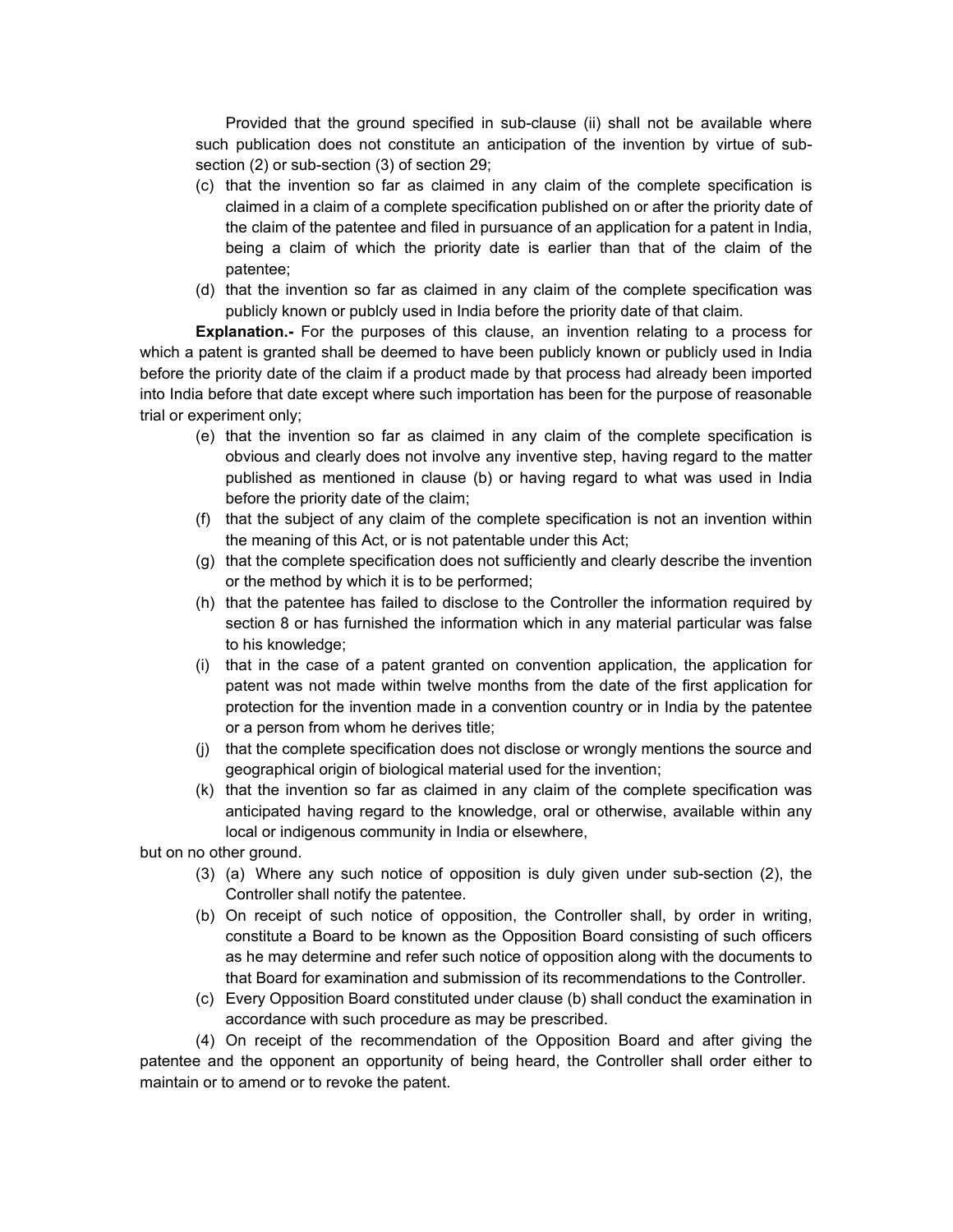Provided that the ground specified in sub-clause (ii) shall not be available where such publication does not constitute an anticipation of the invention by virtue of sub-section (2) or sub-section (3) of section 29;

(c) that the invention so far as claimed in any claim of the complete specification is claimed in a claim of a complete specification published on or after the priority date of the claim of the patentee and filed in pursuance of an application for a patent in India, being a claim of which the priority date is earlier than that of the claim of the patentee;

(d) that the invention so far as claimed in any claim of the complete specification was publicly known or publcly used in India before the priority date of that claim.

**Explanation.-** For the purposes of this clause, an invention relating to a process for which a patent is granted shall be deemed to have been publicly known or publicly used in India before the priority date of the claim if a product made by that process had already been imported into India before that date except where such importation has been for the purpose of reasonable trial or experiment only;

(e) that the invention so far as claimed in any claim of the complete specification is obvious and clearly does not involve any inventive step, having regard to the matter published as mentioned in clause (b) or having regard to what was used in India before the priority date of the claim;

(f) that the subject of any claim of the complete specification is not an invention within the meaning of this Act, or is not patentable under this Act;

(g) that the complete specification does not sufficiently and clearly describe the invention or the method by which it is to be performed;

(h) that the patentee has failed to disclose to the Controller the information required by section 8 or has furnished the information which in any material particular was false to his knowledge;

(i) that in the case of a patent granted on convention application, the application for patent was not made within twelve months from the date of the first application for protection for the invention made in a convention country or in India by the patentee or a person from whom he derives title;

(j) that the complete specification does not disclose or wrongly mentions the source and geographical origin of biological material used for the invention;

(k) that the invention so far as claimed in any claim of the complete specification was anticipated having regard to the knowledge, oral or otherwise, available within any local or indigenous community in India or elsewhere,

but on no other ground.

(3) (a) Where any such notice of opposition is duly given under sub-section (2), the Controller shall notify the patentee.

(b) On receipt of such notice of opposition, the Controller shall, by order in writing, constitute a Board to be known as the Opposition Board consisting of such officers as he may determine and refer such notice of opposition along with the documents to that Board for examination and submission of its recommendations to the Controller.

(c) Every Opposition Board constituted under clause (b) shall conduct the examination in accordance with such procedure as may be prescribed.

(4) On receipt of the recommendation of the Opposition Board and after giving the patentee and the opponent an opportunity of being heard, the Controller shall order either to maintain or to amend or to revoke the patent.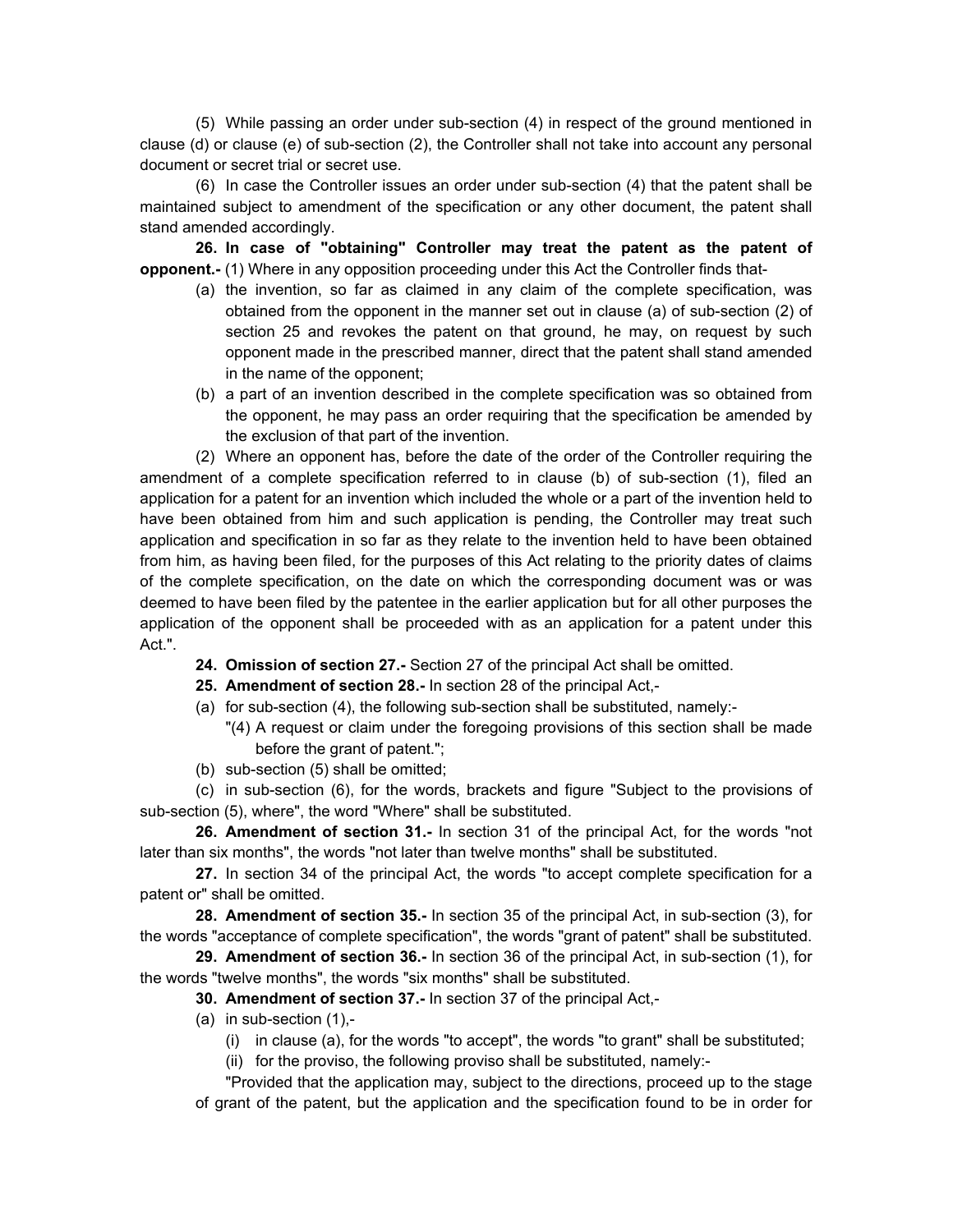(5) While passing an order under sub-section (4) in respect of the ground mentioned in clause (d) or clause (e) of sub-section (2), the Controller shall not take into account any personal document or secret trial or secret use.

(6) In case the Controller issues an order under sub-section (4) that the patent shall be maintained subject to amendment of the specification or any other document, the patent shall stand amended accordingly.

**26. In case of "obtaining" Controller may treat the patent as the patent of opponent.-** (1) Where in any opposition proceeding under this Act the Controller finds that-

(a) the invention, so far as claimed in any claim of the complete specification, was obtained from the opponent in the manner set out in clause (a) of sub-section (2) of section 25 and revokes the patent on that ground, he may, on request by such opponent made in the prescribed manner, direct that the patent shall stand amended in the name of the opponent;

(b) a part of an invention described in the complete specification was so obtained from the opponent, he may pass an order requiring that the specification be amended by the exclusion of that part of the invention.

(2) Where an opponent has, before the date of the order of the Controller requiring the amendment of a complete specification referred to in clause (b) of sub-section (1), filed an application for a patent for an invention which included the whole or a part of the invention held to have been obtained from him and such application is pending, the Controller may treat such application and specification in so far as they relate to the invention held to have been obtained from him, as having been filed, for the purposes of this Act relating to the priority dates of claims of the complete specification, on the date on which the corresponding document was or was deemed to have been filed by the patentee in the earlier application but for all other purposes the application of the opponent shall be proceeded with as an application for a patent under this Act.".

**24. Omission of section 27.-** Section 27 of the principal Act shall be omitted.

**25. Amendment of section 28.-** In section 28 of the principal Act,-

(a) for sub-section (4), the following sub-section shall be substituted, namely:-

"(4) A request or claim under the foregoing provisions of this section shall be made before the grant of patent.";

(b) sub-section (5) shall be omitted;

(c) in sub-section (6), for the words, brackets and figure "Subject to the provisions of sub-section (5), where", the word "Where" shall be substituted.

**26. Amendment of section 31.-** In section 31 of the principal Act, for the words "not later than six months", the words "not later than twelve months" shall be substituted.

**27.** In section 34 of the principal Act, the words "to accept complete specification for a patent or" shall be omitted.

**28. Amendment of section 35.-** In section 35 of the principal Act, in sub-section (3), for the words "acceptance of complete specification", the words "grant of patent" shall be substituted.

**29. Amendment of section 36.-** In section 36 of the principal Act, in sub-section (1), for the words "twelve months", the words "six months" shall be substituted.

**30. Amendment of section 37.-** In section 37 of the principal Act,-

(a) in sub-section (1),-

(i) in clause (a), for the words "to accept", the words "to grant" shall be substituted;

(ii) for the proviso, the following proviso shall be substituted, namely:-

"Provided that the application may, subject to the directions, proceed up to the stage of grant of the patent, but the application and the specification found to be in order for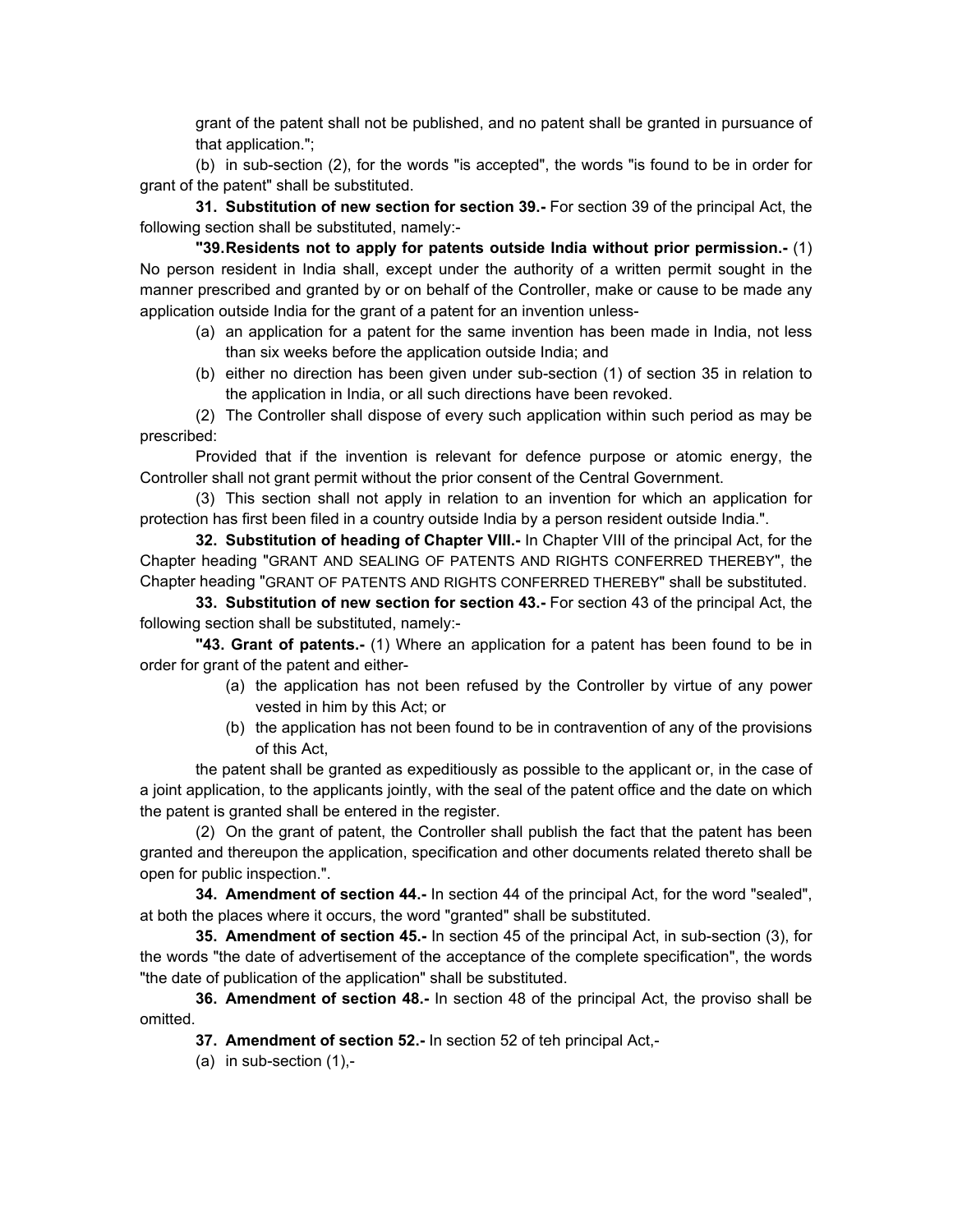grant of the patent shall not be published, and no patent shall be granted in pursuance of that application.";

(b) in sub-section (2), for the words "is accepted", the words "is found to be in order for grant of the patent" shall be substituted.

**31. Substitution of new section for section 39.-** For section 39 of the principal Act, the following section shall be substituted, namely:-

**"39. Residents not to apply for patents outside India without prior permission.-** (1) No person resident in India shall, except under the authority of a written permit sought in the manner prescribed and granted by or on behalf of the Controller, make or cause to be made any application outside India for the grant of a patent for an invention unless-

(a) an application for a patent for the same invention has been made in India, not less than six weeks before the application outside India; and

(b) either no direction has been given under sub-section (1) of section 35 in relation to the application in India, or all such directions have been revoked.

(2) The Controller shall dispose of every such application within such period as may be prescribed:

Provided that if the invention is relevant for defence purpose or atomic energy, the Controller shall not grant permit without the prior consent of the Central Government.

(3) This section shall not apply in relation to an invention for which an application for protection has first been filed in a country outside India by a person resident outside India.".

**32. Substitution of heading of Chapter VIII.-** In Chapter VIII of the principal Act, for the Chapter heading "GRANT AND SEALING OF PATENTS AND RIGHTS CONFERRED THEREBY", the Chapter heading "GRANT OF PATENTS AND RIGHTS CONFERRED THEREBY" shall be substituted.

**33. Substitution of new section for section 43.-** For section 43 of the principal Act, the following section shall be substituted, namely:-

**"43. Grant of patents.-** (1) Where an application for a patent has been found to be in order for grant of the patent and either-

(a) the application has not been refused by the Controller by virtue of any power vested in him by this Act; or

(b) the application has not been found to be in contravention of any of the provisions of this Act,

the patent shall be granted as expeditiously as possible to the applicant or, in the case of a joint application, to the applicants jointly, with the seal of the patent office and the date on which the patent is granted shall be entered in the register.

(2) On the grant of patent, the Controller shall publish the fact that the patent has been granted and thereupon the application, specification and other documents related thereto shall be open for public inspection.".

**34. Amendment of section 44.-** In section 44 of the principal Act, for the word "sealed", at both the places where it occurs, the word "granted" shall be substituted.

**35. Amendment of section 45.-** In section 45 of the principal Act, in sub-section (3), for the words "the date of advertisement of the acceptance of the complete specification", the words "the date of publication of the application" shall be substituted.

**36. Amendment of section 48.-** In section 48 of the principal Act, the proviso shall be omitted.

**37. Amendment of section 52.-** In section 52 of teh principal Act,-

(a) in sub-section (1),-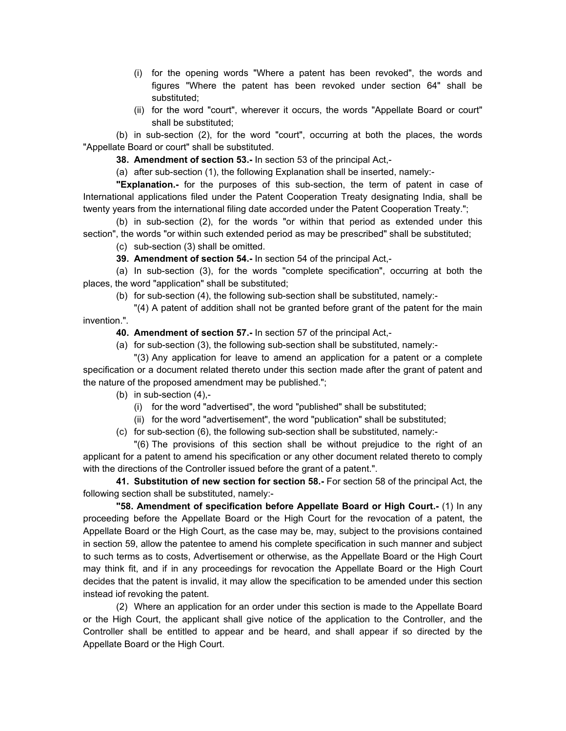(i) for the opening words "Where a patent has been revoked", the words and figures "Where the patent has been revoked under section 64" shall be substituted;

(ii) for the word "court", wherever it occurs, the words "Appellate Board or court" shall be substituted;

(b) in sub-section (2), for the word "court", occurring at both the places, the words "Appellate Board or court" shall be substituted.

**38. Amendment of section 53.-** In section 53 of the principal Act,-

(a) after sub-section (1), the following Explanation shall be inserted, namely:-

**"Explanation.-** for the purposes of this sub-section, the term of patent in case of International applications filed under the Patent Cooperation Treaty designating India, shall be twenty years from the international filing date accorded under the Patent Cooperation Treaty.";

(b) in sub-section (2), for the words "or within that period as extended under this section", the words "or within such extended period as may be prescribed" shall be substituted;

(c) sub-section (3) shall be omitted.

**39. Amendment of section 54.-** In section 54 of the principal Act,-

(a) In sub-section (3), for the words "complete specification", occurring at both the places, the word "application" shall be substituted;

(b) for sub-section (4), the following sub-section shall be substituted, namely:-

"(4) A patent of addition shall not be granted before grant of the patent for the main invention.".

**40. Amendment of section 57.-** In section 57 of the principal Act,-

(a) for sub-section (3), the following sub-section shall be substituted, namely:-

"(3) Any application for leave to amend an application for a patent or a complete specification or a document related thereto under this section made after the grant of patent and the nature of the proposed amendment may be published.";

(b) in sub-section (4),-

(i) for the word "advertised", the word "published" shall be substituted;

(ii) for the word "advertisement", the word "publication" shall be substituted;

(c) for sub-section (6), the following sub-section shall be substituted, namely:-

"(6) The provisions of this section shall be without prejudice to the right of an applicant for a patent to amend his specification or any other document related thereto to comply with the directions of the Controller issued before the grant of a patent.".

**41. Substitution of new section for section 58.-** For section 58 of the principal Act, the following section shall be substituted, namely:-

**"58. Amendment of specification before Appellate Board or High Court.-** (1) In any proceeding before the Appellate Board or the High Court for the revocation of a patent, the Appellate Board or the High Court, as the case may be, may, subject to the provisions contained in section 59, allow the patentee to amend his complete specification in such manner and subject to such terms as to costs, Advertisement or otherwise, as the Appellate Board or the High Court may think fit, and if in any proceedings for revocation the Appellate Board or the High Court decides that the patent is invalid, it may allow the specification to be amended under this section instead iof revoking the patent.

(2) Where an application for an order under this section is made to the Appellate Board or the High Court, the applicant shall give notice of the application to the Controller, and the Controller shall be entitled to appear and be heard, and shall appear if so directed by the Appellate Board or the High Court.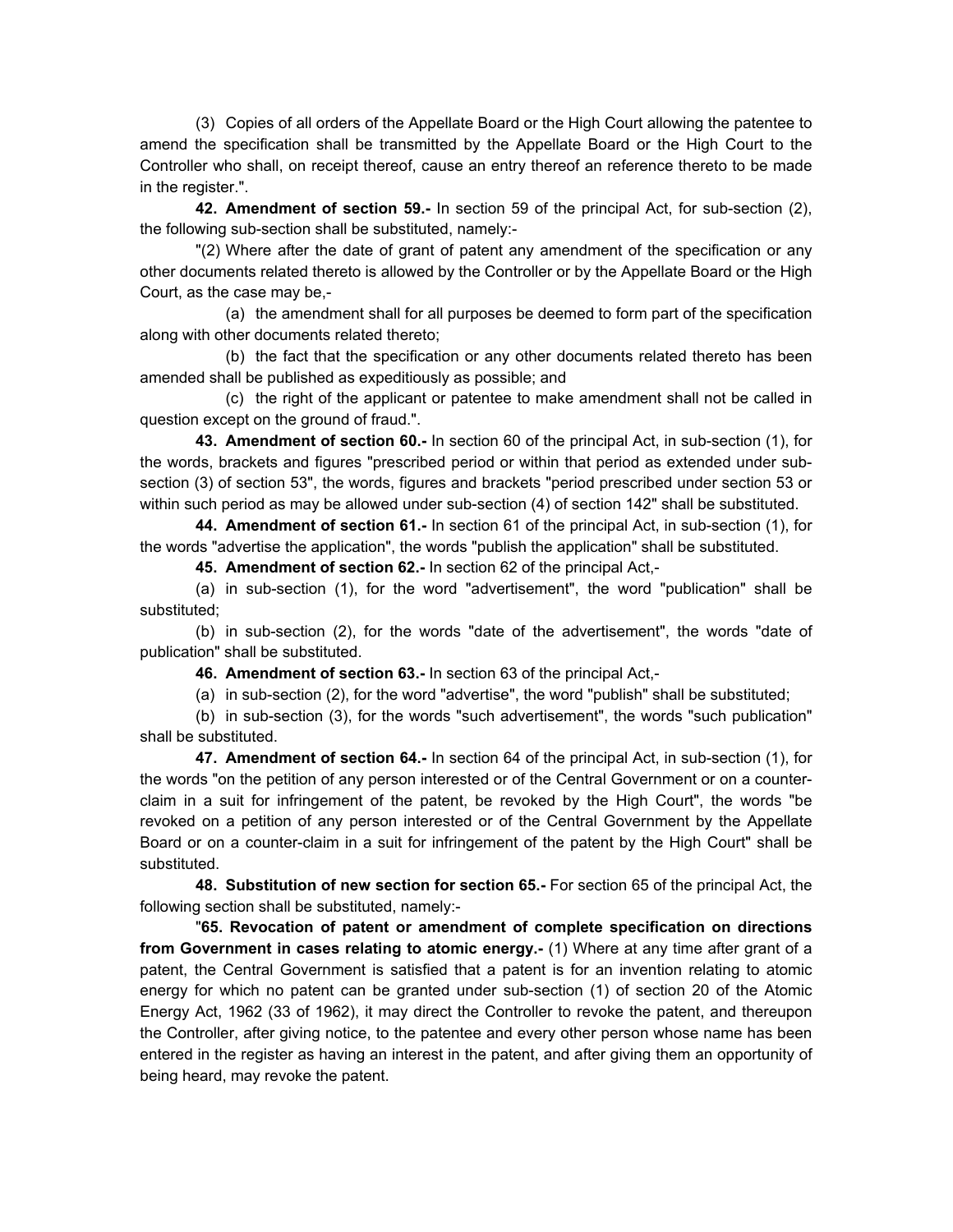(3) Copies of all orders of the Appellate Board or the High Court allowing the patentee to amend the specification shall be transmitted by the Appellate Board or the High Court to the Controller who shall, on receipt thereof, cause an entry thereof an reference thereto to be made in the register.".

**42. Amendment of section 59.-** In section 59 of the principal Act, for sub-section (2), the following sub-section shall be substituted, namely:-

"(2) Where after the date of grant of patent any amendment of the specification or any other documents related thereto is allowed by the Controller or by the Appellate Board or the High Court, as the case may be,-

(a) the amendment shall for all purposes be deemed to form part of the specification along with other documents related thereto;

(b) the fact that the specification or any other documents related thereto has been amended shall be published as expeditiously as possible; and

(c) the right of the applicant or patentee to make amendment shall not be called in question except on the ground of fraud.".

**43. Amendment of section 60.-** In section 60 of the principal Act, in sub-section (1), for the words, brackets and figures "prescribed period or within that period as extended under sub-section (3) of section 53", the words, figures and brackets "period prescribed under section 53 or within such period as may be allowed under sub-section (4) of section 142" shall be substituted.

**44. Amendment of section 61.-** In section 61 of the principal Act, in sub-section (1), for the words "advertise the application", the words "publish the application" shall be substituted.

**45. Amendment of section 62.-** In section 62 of the principal Act,-

(a) in sub-section (1), for the word "advertisement", the word "publication" shall be substituted;

(b) in sub-section (2), for the words "date of the advertisement", the words "date of publication" shall be substituted.

**46. Amendment of section 63.-** In section 63 of the principal Act,-

(a) in sub-section (2), for the word "advertise", the word "publish" shall be substituted;

(b) in sub-section (3), for the words "such advertisement", the words "such publication" shall be substituted.

**47. Amendment of section 64.-** In section 64 of the principal Act, in sub-section (1), for the words "on the petition of any person interested or of the Central Government or on a counter-claim in a suit for infringement of the patent, be revoked by the High Court", the words "be revoked on a petition of any person interested or of the Central Government by the Appellate Board or on a counter-claim in a suit for infringement of the patent by the High Court" shall be substituted.

**48. Substitution of new section for section 65.-** For section 65 of the principal Act, the following section shall be substituted, namely:-

"**65. Revocation of patent or amendment of complete specification on directions from Government in cases relating to atomic energy.-** (1) Where at any time after grant of a patent, the Central Government is satisfied that a patent is for an invention relating to atomic energy for which no patent can be granted under sub-section (1) of section 20 of the Atomic Energy Act, 1962 (33 of 1962), it may direct the Controller to revoke the patent, and thereupon the Controller, after giving notice, to the patentee and every other person whose name has been entered in the register as having an interest in the patent, and after giving them an opportunity of being heard, may revoke the patent.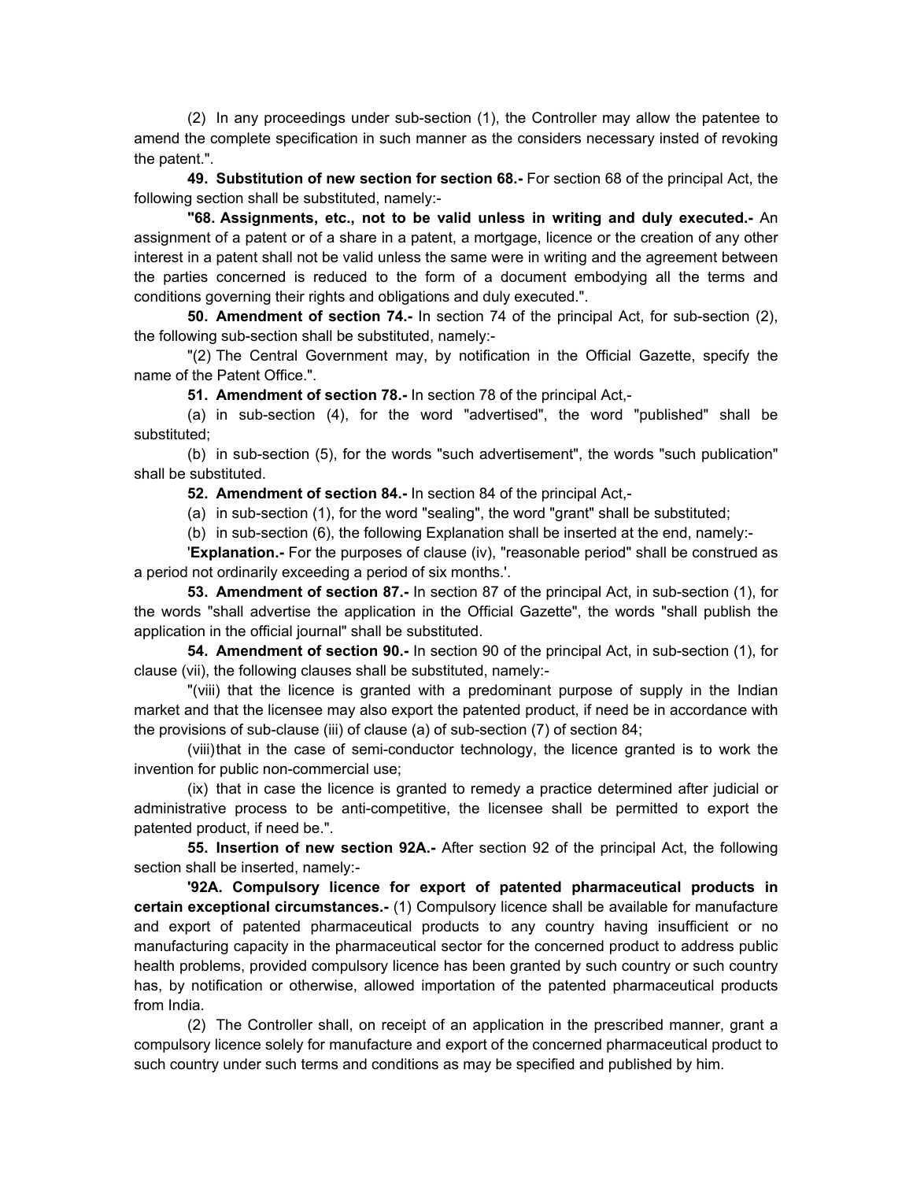(2) In any proceedings under sub-section (1), the Controller may allow the patentee to amend the complete specification in such manner as the considers necessary insted of revoking the patent.".

**49. Substitution of new section for section 68.-** For section 68 of the principal Act, the following section shall be substituted, namely:-

**"68. Assignments, etc., not to be valid unless in writing and duly executed.-** An assignment of a patent or of a share in a patent, a mortgage, licence or the creation of any other interest in a patent shall not be valid unless the same were in writing and the agreement between the parties concerned is reduced to the form of a document embodying all the terms and conditions governing their rights and obligations and duly executed.".

**50. Amendment of section 74.-** In section 74 of the principal Act, for sub-section (2), the following sub-section shall be substituted, namely:-

"(2) The Central Government may, by notification in the Official Gazette, specify the name of the Patent Office.".

**51. Amendment of section 78.-** In section 78 of the principal Act,-

(a) in sub-section (4), for the word "advertised", the word "published" shall be substituted;

(b) in sub-section (5), for the words "such advertisement", the words "such publication" shall be substituted.

**52. Amendment of section 84.-** In section 84 of the principal Act,-

(a) in sub-section (1), for the word "sealing", the word "grant" shall be substituted;

(b) in sub-section (6), the following Explanation shall be inserted at the end, namely:-

'**Explanation.-** For the purposes of clause (iv), "reasonable period" shall be construed as a period not ordinarily exceeding a period of six months.'.

**53. Amendment of section 87.-** In section 87 of the principal Act, in sub-section (1), for the words "shall advertise the application in the Official Gazette", the words "shall publish the application in the official journal" shall be substituted.

**54. Amendment of section 90.-** In section 90 of the principal Act, in sub-section (1), for clause (vii), the following clauses shall be substituted, namely:-

"(viii) that the licence is granted with a predominant purpose of supply in the Indian market and that the licensee may also export the patented product, if need be in accordance with the provisions of sub-clause (iii) of clause (a) of sub-section (7) of section 84;

(viii) that in the case of semi-conductor technology, the licence granted is to work the invention for public non-commercial use;

(ix) that in case the licence is granted to remedy a practice determined after judicial or administrative process to be anti-competitive, the licensee shall be permitted to export the patented product, if need be.".

**55. Insertion of new section 92A.-** After section 92 of the principal Act, the following section shall be inserted, namely:-

**'92A. Compulsory licence for export of patented pharmaceutical products in certain exceptional circumstances.-** (1) Compulsory licence shall be available for manufacture and export of patented pharmaceutical products to any country having insufficient or no manufacturing capacity in the pharmaceutical sector for the concerned product to address public health problems, provided compulsory licence has been granted by such country or such country has, by notification or otherwise, allowed importation of the patented pharmaceutical products from India.

(2) The Controller shall, on receipt of an application in the prescribed manner, grant a compulsory licence solely for manufacture and export of the concerned pharmaceutical product to such country under such terms and conditions as may be specified and published by him.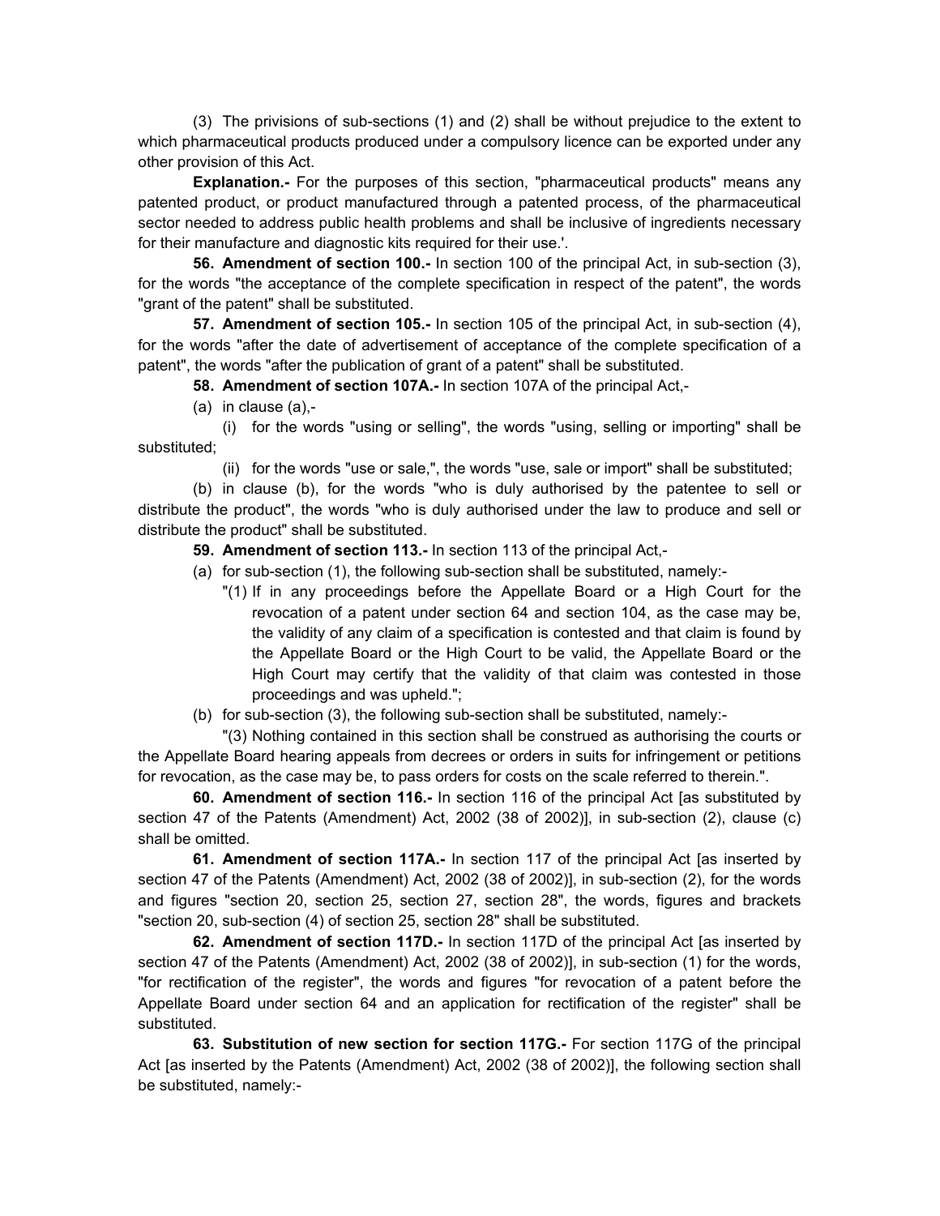(3) The privisions of sub-sections (1) and (2) shall be without prejudice to the extent to which pharmaceutical products produced under a compulsory licence can be exported under any other provision of this Act.

**Explanation.-** For the purposes of this section, "pharmaceutical products" means any patented product, or product manufactured through a patented process, of the pharmaceutical sector needed to address public health problems and shall be inclusive of ingredients necessary for their manufacture and diagnostic kits required for their use.'.

**56. Amendment of section 100.-** In section 100 of the principal Act, in sub-section (3), for the words "the acceptance of the complete specification in respect of the patent", the words "grant of the patent" shall be substituted.

**57. Amendment of section 105.-** In section 105 of the principal Act, in sub-section (4), for the words "after the date of advertisement of acceptance of the complete specification of a patent", the words "after the publication of grant of a patent" shall be substituted.

**58. Amendment of section 107A.-** In section 107A of the principal Act,-

(a) in clause (a),-

(i) for the words "using or selling", the words "using, selling or importing" shall be substituted;

(ii) for the words "use or sale,", the words "use, sale or import" shall be substituted;

(b) in clause (b), for the words "who is duly authorised by the patentee to sell or distribute the product", the words "who is duly authorised under the law to produce and sell or distribute the product" shall be substituted.

**59. Amendment of section 113.-** In section 113 of the principal Act,-

(a) for sub-section (1), the following sub-section shall be substituted, namely:-

"(1) If in any proceedings before the Appellate Board or a High Court for the revocation of a patent under section 64 and section 104, as the case may be, the validity of any claim of a specification is contested and that claim is found by the Appellate Board or the High Court to be valid, the Appellate Board or the High Court may certify that the validity of that claim was contested in those proceedings and was upheld.";

(b) for sub-section (3), the following sub-section shall be substituted, namely:-

"(3) Nothing contained in this section shall be construed as authorising the courts or the Appellate Board hearing appeals from decrees or orders in suits for infringement or petitions for revocation, as the case may be, to pass orders for costs on the scale referred to therein.".

**60. Amendment of section 116.-** In section 116 of the principal Act [as substituted by section 47 of the Patents (Amendment) Act, 2002 (38 of 2002)], in sub-section (2), clause (c) shall be omitted.

**61. Amendment of section 117A.-** In section 117 of the principal Act [as inserted by section 47 of the Patents (Amendment) Act, 2002 (38 of 2002)], in sub-section (2), for the words and figures "section 20, section 25, section 27, section 28", the words, figures and brackets "section 20, sub-section (4) of section 25, section 28" shall be substituted.

**62. Amendment of section 117D.-** In section 117D of the principal Act [as inserted by section 47 of the Patents (Amendment) Act, 2002 (38 of 2002)], in sub-section (1) for the words, "for rectification of the register", the words and figures "for revocation of a patent before the Appellate Board under section 64 and an application for rectification of the register" shall be substituted.

**63. Substitution of new section for section 117G.-** For section 117G of the principal Act [as inserted by the Patents (Amendment) Act, 2002 (38 of 2002)], the following section shall be substituted, namely:-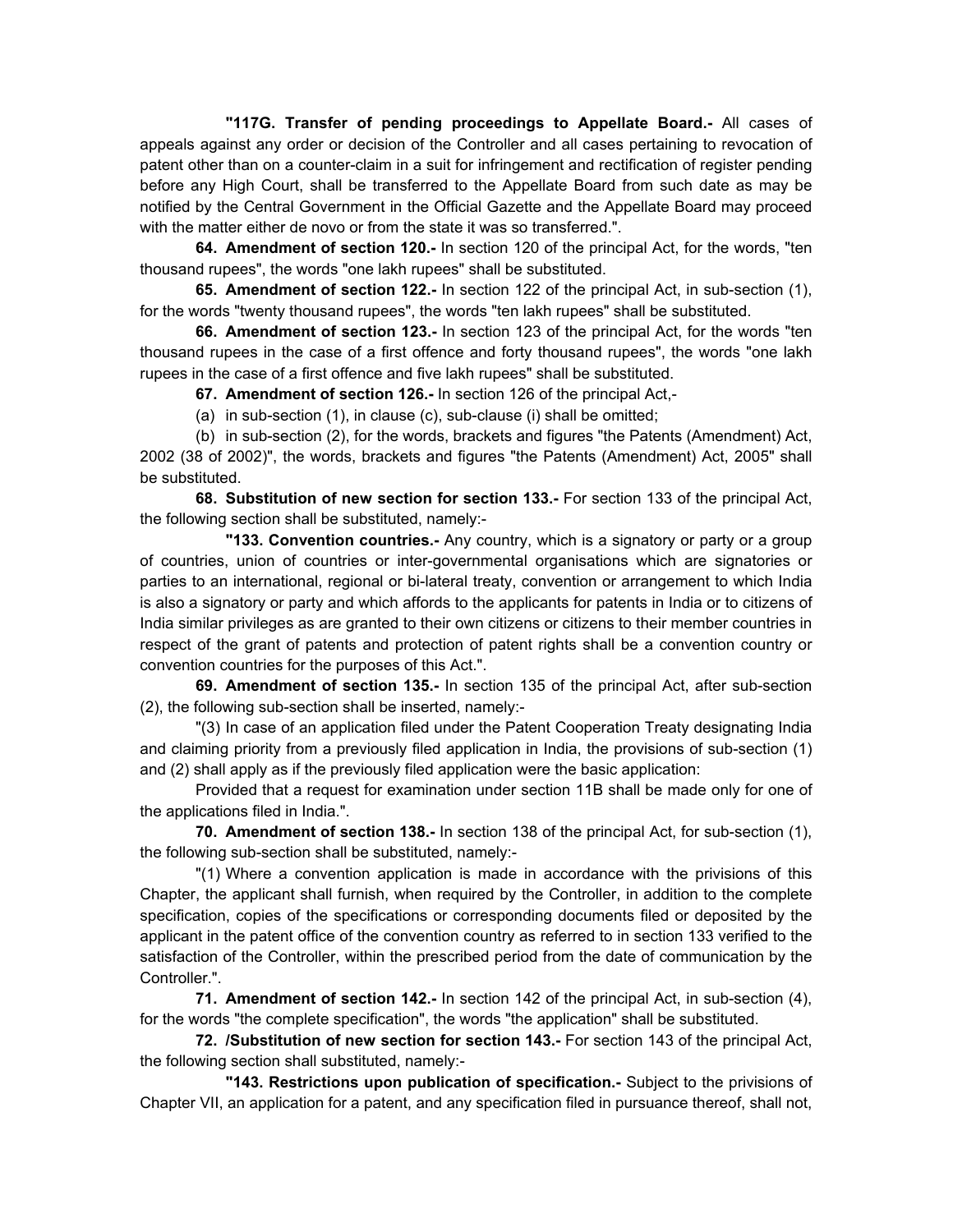**"117G. Transfer of pending proceedings to Appellate Board.-** All cases of appeals against any order or decision of the Controller and all cases pertaining to revocation of patent other than on a counter-claim in a suit for infringement and rectification of register pending before any High Court, shall be transferred to the Appellate Board from such date as may be notified by the Central Government in the Official Gazette and the Appellate Board may proceed with the matter either de novo or from the state it was so transferred.".

**64. Amendment of section 120.-** In section 120 of the principal Act, for the words, "ten thousand rupees", the words "one lakh rupees" shall be substituted.

**65. Amendment of section 122.-** In section 122 of the principal Act, in sub-section (1), for the words "twenty thousand rupees", the words "ten lakh rupees" shall be substituted.

**66. Amendment of section 123.-** In section 123 of the principal Act, for the words "ten thousand rupees in the case of a first offence and forty thousand rupees", the words "one lakh rupees in the case of a first offence and five lakh rupees" shall be substituted.

**67. Amendment of section 126.-** In section 126 of the principal Act,-

(a) in sub-section (1), in clause (c), sub-clause (i) shall be omitted;

(b) in sub-section (2), for the words, brackets and figures "the Patents (Amendment) Act, 2002 (38 of 2002)", the words, brackets and figures "the Patents (Amendment) Act, 2005" shall be substituted.

**68. Substitution of new section for section 133.-** For section 133 of the principal Act, the following section shall be substituted, namely:-

**"133. Convention countries.-** Any country, which is a signatory or party or a group of countries, union of countries or inter-governmental organisations which are signatories or parties to an international, regional or bi-lateral treaty, convention or arrangement to which India is also a signatory or party and which affords to the applicants for patents in India or to citizens of India similar privileges as are granted to their own citizens or citizens to their member countries in respect of the grant of patents and protection of patent rights shall be a convention country or convention countries for the purposes of this Act.".

**69. Amendment of section 135.-** In section 135 of the principal Act, after sub-section (2), the following sub-section shall be inserted, namely:-

"(3) In case of an application filed under the Patent Cooperation Treaty designating India and claiming priority from a previously filed application in India, the provisions of sub-section (1) and (2) shall apply as if the previously filed application were the basic application:

Provided that a request for examination under section 11B shall be made only for one of the applications filed in India.".

**70. Amendment of section 138.-** In section 138 of the principal Act, for sub-section (1), the following sub-section shall be substituted, namely:-

"(1) Where a convention application is made in accordance with the privisions of this Chapter, the applicant shall furnish, when required by the Controller, in addition to the complete specification, copies of the specifications or corresponding documents filed or deposited by the applicant in the patent office of the convention country as referred to in section 133 verified to the satisfaction of the Controller, within the prescribed period from the date of communication by the Controller.".

**71. Amendment of section 142.-** In section 142 of the principal Act, in sub-section (4), for the words "the complete specification", the words "the application" shall be substituted.

**72. /Substitution of new section for section 143.-** For section 143 of the principal Act, the following section shall substituted, namely:-

**"143. Restrictions upon publication of specification.-** Subject to the privisions of Chapter VII, an application for a patent, and any specification filed in pursuance thereof, shall not,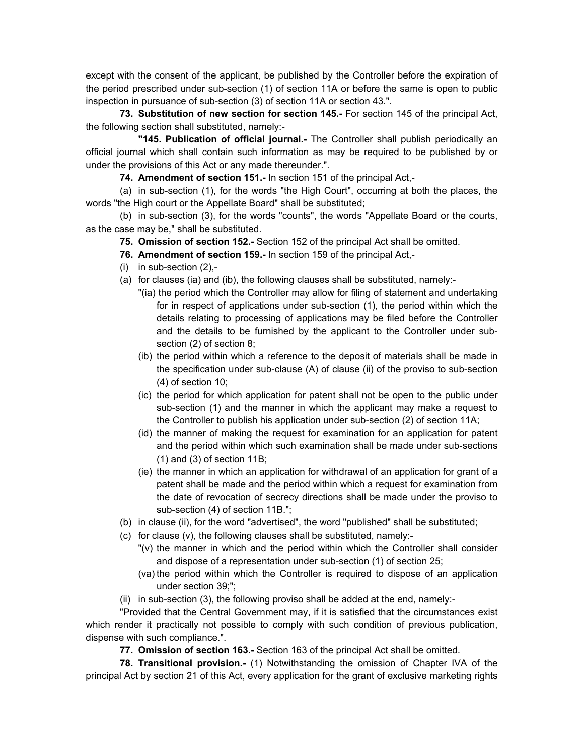except with the consent of the applicant, be published by the Controller before the expiration of the period prescribed under sub-section (1) of section 11A or before the same is open to public inspection in pursuance of sub-section (3) of section 11A or section 43.".

**73. Substitution of new section for section 145.-** For section 145 of the principal Act, the following section shall substituted, namely:-

**"145. Publication of official journal.-** The Controller shall publish periodically an official journal which shall contain such information as may be required to be published by or under the provisions of this Act or any made thereunder.".

**74. Amendment of section 151.-** In section 151 of the principal Act,-

(a) in sub-section (1), for the words "the High Court", occurring at both the places, the words "the High court or the Appellate Board" shall be substituted;

(b) in sub-section (3), for the words "counts", the words "Appellate Board or the courts, as the case may be," shall be substituted.

**75. Omission of section 152.-** Section 152 of the principal Act shall be omitted.

**76. Amendment of section 159.-** In section 159 of the principal Act,-

(i) in sub-section (2),-

(a) for clauses (ia) and (ib), the following clauses shall be substituted, namely:-

"(ia) the period which the Controller may allow for filing of statement and undertaking for in respect of applications under sub-section (1), the period within which the details relating to processing of applications may be filed before the Controller and the details to be furnished by the applicant to the Controller under sub-section (2) of section 8;

(ib) the period within which a reference to the deposit of materials shall be made in the specification under sub-clause (A) of clause (ii) of the proviso to sub-section (4) of section 10;

(ic) the period for which application for patent shall not be open to the public under sub-section (1) and the manner in which the applicant may make a request to the Controller to publish his application under sub-section (2) of section 11A;

(id) the manner of making the request for examination for an application for patent and the period within which such examination shall be made under sub-sections (1) and (3) of section 11B;

(ie) the manner in which an application for withdrawal of an application for grant of a patent shall be made and the period within which a request for examination from the date of revocation of secrecy directions shall be made under the proviso to sub-section (4) of section 11B.";

(b) in clause (ii), for the word "advertised", the word "published" shall be substituted;

(c) for clause (v), the following clauses shall be substituted, namely:-

"(v) the manner in which and the period within which the Controller shall consider and dispose of a representation under sub-section (1) of section 25;

(va) the period within which the Controller is required to dispose of an application under section 39;";

(ii) in sub-section (3), the following proviso shall be added at the end, namely:-

"Provided that the Central Government may, if it is satisfied that the circumstances exist which render it practically not possible to comply with such condition of previous publication, dispense with such compliance.".

**77. Omission of section 163.-** Section 163 of the principal Act shall be omitted.

**78. Transitional provision.-** (1) Notwithstanding the omission of Chapter IVA of the principal Act by section 21 of this Act, every application for the grant of exclusive marketing rights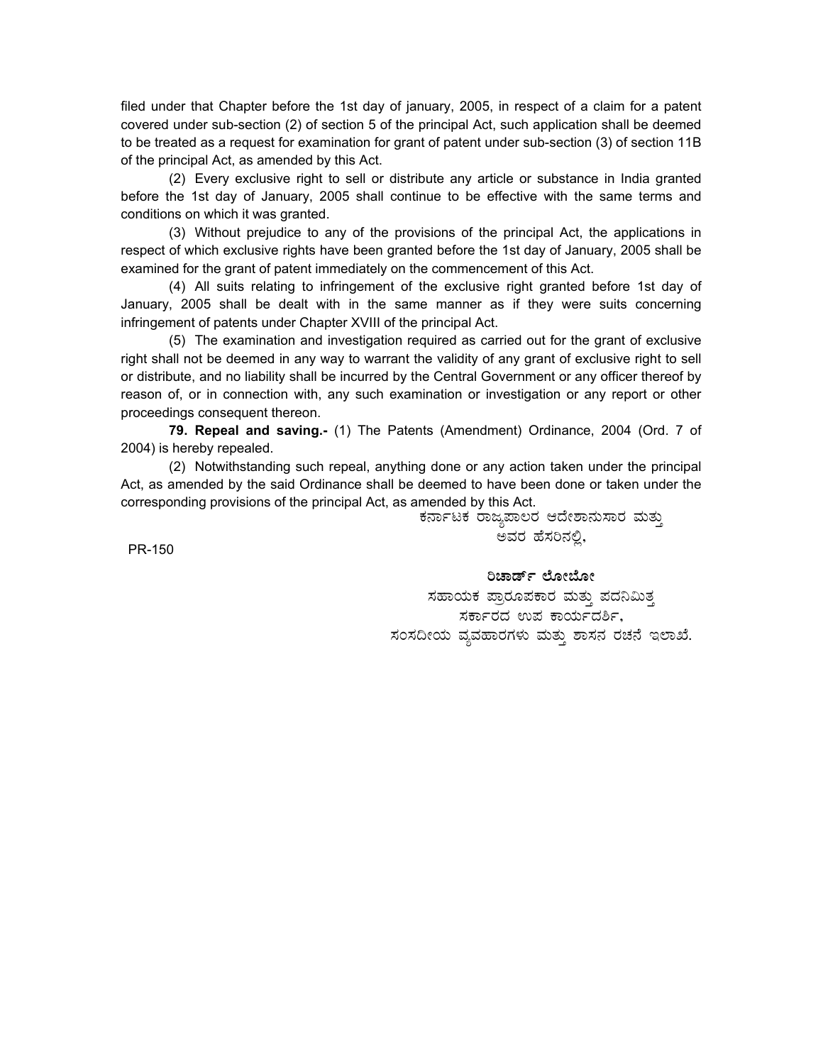filed under that Chapter before the 1st day of january, 2005, in respect of a claim for a patent covered under sub-section (2) of section 5 of the principal Act, such application shall be deemed to be treated as a request for examination for grant of patent under sub-section (3) of section 11B of the principal Act, as amended by this Act.

(2) Every exclusive right to sell or distribute any article or substance in India granted before the 1st day of January, 2005 shall continue to be effective with the same terms and conditions on which it was granted.

(3) Without prejudice to any of the provisions of the principal Act, the applications in respect of which exclusive rights have been granted before the 1st day of January, 2005 shall be examined for the grant of patent immediately on the commencement of this Act.

(4) All suits relating to infringement of the exclusive right granted before 1st day of January, 2005 shall be dealt with in the same manner as if they were suits concerning infringement of patents under Chapter XVIII of the principal Act.

(5) The examination and investigation required as carried out for the grant of exclusive right shall not be deemed in any way to warrant the validity of any grant of exclusive right to sell or distribute, and no liability shall be incurred by the Central Government or any officer thereof by reason of, or in connection with, any such examination or investigation or any report or other proceedings consequent thereon.

**79. Repeal and saving.-** (1) The Patents (Amendment) Ordinance, 2004 (Ord. 7 of 2004) is hereby repealed.

(2) Notwithstanding such repeal, anything done or any action taken under the principal Act, as amended by the said Ordinance shall be deemed to have been done or taken under the corresponding provisions of the principal Act, as amended by this Act.

ಕರ್ನಾಟಕ ರಾಜ್ಯಪಾಲರ ಆದೇಶಾನುಸಾರ ಮತ್ತು
ಅವರ ಹೆಸರಿನಲ್ಲಿ,

PR-150

**ರಿಚಾರ್ಡ್ ಲೋಬೋ**
ಸಹಾಯಕ ಪ್ರಾರೂಪಕಾರ ಮತ್ತು ಪದನಿಮಿತ್ತ
ಸರ್ಕಾರದ ಉಪ ಕಾರ್ಯದರ್ಶಿ,
ಸಂಸದೀಯ ವ್ಯವಹಾರಗಳು ಮತ್ತು ಶಾಸನ ರಚನೆ ಇಲಾಖೆ.